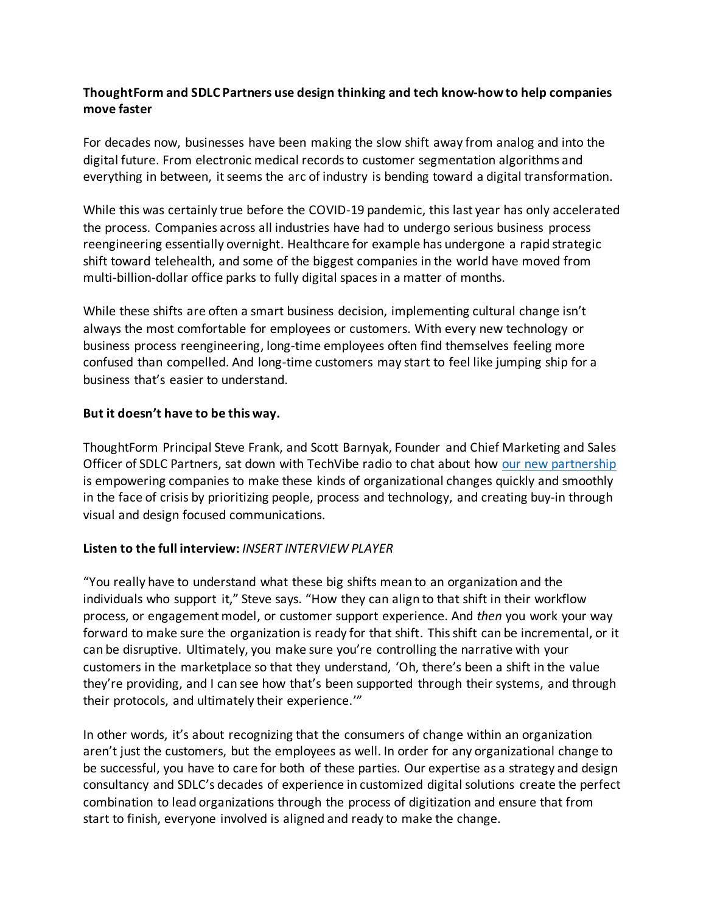**ThoughtForm and SDLC Partners use design thinking and tech know-how to help companies move faster**

For decades now, businesses have been making the slow shift away from analog and into the digital future. From electronic medical records to customer segmentation algorithms and everything in between, it seems the arc of industry is bending toward a digital transformation.

While this was certainly true before the COVID-19 pandemic, this last year has only accelerated the process. Companies across all industries have had to undergo serious business process reengineering essentially overnight. Healthcare for example has undergone a rapid strategic shift toward telehealth, and some of the biggest companies in the world have moved from multi-billion-dollar office parks to fully digital spaces in a matter of months.

While these shifts are often a smart business decision, implementing cultural change isn't always the most comfortable for employees or customers. With every new technology or business process reengineering, long-time employees often find themselves feeling more confused than compelled. And long-time customers may start to feel like jumping ship for a business that's easier to understand.

**But it doesn't have to be this way.**

ThoughtForm Principal Steve Frank, and Scott Barnyak, Founder and Chief Marketing and Sales Officer of SDLC Partners, sat down with TechVibe radio to chat about how our new partnership is empowering companies to make these kinds of organizational changes quickly and smoothly in the face of crisis by prioritizing people, process and technology, and creating buy-in through visual and design focused communications.

**Listen to the full interview:** *INSERT INTERVIEW PLAYER*

"You really have to understand what these big shifts mean to an organization and the individuals who support it," Steve says. "How they can align to that shift in their workflow process, or engagement model, or customer support experience. And *then* you work your way forward to make sure the organization is ready for that shift. This shift can be incremental, or it can be disruptive. Ultimately, you make sure you're controlling the narrative with your customers in the marketplace so that they understand, 'Oh, there's been a shift in the value they're providing, and I can see how that's been supported through their systems, and through their protocols, and ultimately their experience.'"

In other words, it's about recognizing that the consumers of change within an organization aren't just the customers, but the employees as well. In order for any organizational change to be successful, you have to care for both of these parties. Our expertise as a strategy and design consultancy and SDLC's decades of experience in customized digital solutions create the perfect combination to lead organizations through the process of digitization and ensure that from start to finish, everyone involved is aligned and ready to make the change.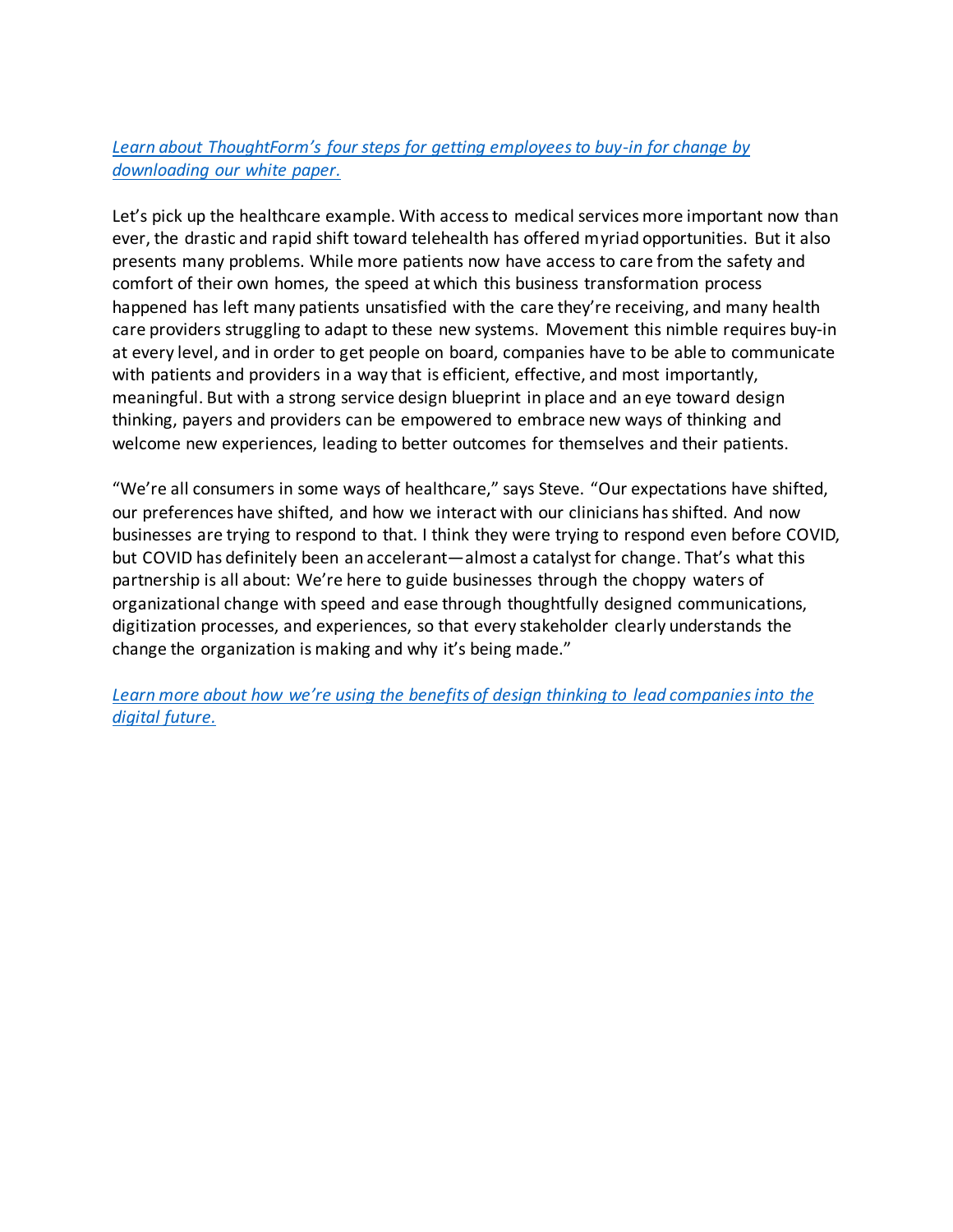*[Learn about ThoughtForm's four steps for getting employees to buy-in for change by downloading our white paper.]*

Let's pick up the healthcare example. With access to medical services more important now than ever, the drastic and rapid shift toward telehealth has offered myriad opportunities. But it also presents many problems. While more patients now have access to care from the safety and comfort of their own homes, the speed at which this business transformation process happened has left many patients unsatisfied with the care they're receiving, and many health care providers struggling to adapt to these new systems. Movement this nimble requires buy-in at every level, and in order to get people on board, companies have to be able to communicate with patients and providers in a way that is efficient, effective, and most importantly, meaningful. But with a strong service design blueprint in place and an eye toward design thinking, payers and providers can be empowered to embrace new ways of thinking and welcome new experiences, leading to better outcomes for themselves and their patients.

"We're all consumers in some ways of healthcare," says Steve. "Our expectations have shifted, our preferences have shifted, and how we interact with our clinicians has shifted. And now businesses are trying to respond to that. I think they were trying to respond even before COVID, but COVID has definitely been an accelerant—almost a catalyst for change. That's what this partnership is all about: We're here to guide businesses through the choppy waters of organizational change with speed and ease through thoughtfully designed communications, digitization processes, and experiences, so that every stakeholder clearly understands the change the organization is making and why it's being made."

*[Learn more about how we're using the benefits of design thinking to lead companies into the digital future.]*